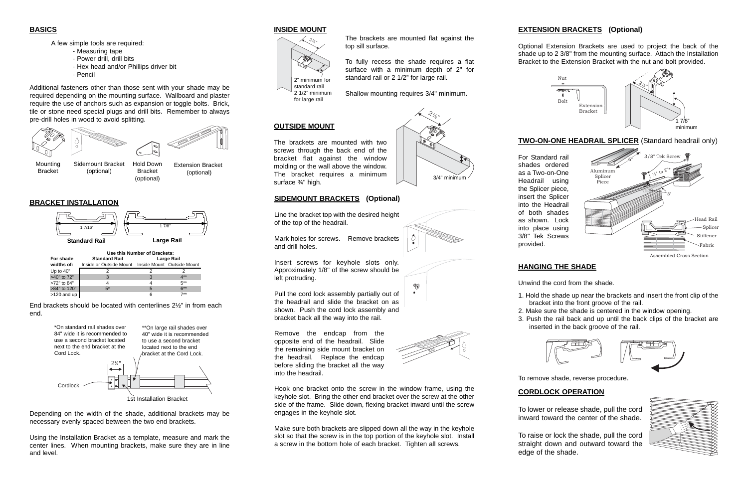## BASICS

A few simple tools are required:

- Measuring tape
- Power drill, drill bits
- Hex head and/or Phillips driver bit
- Pencil

Additional fasteners other than those sent with your shade may be required depending on the mounting surface. Wallboard and plaster require the use of anchors such as expansion or toggle bolts. Brick, tile or stone need special plugs and drill bits. Remember to always pre-drill holes in wood to avoid splitting.

Mounting Bracket | Sidemount Bracket (optional) | Hold Down Bracket (optional) | Extension Bracket (optional)

## BRACKET INSTALLATION

Standard Rail (1 7/16") | Large Rail (1 7/8")

| For shade widths of: | Use this Number of Brackets: Standard Rail | | |
|---|---|---|---|
| | Inside or Outside Mount | Large Rail Inside Mount | Large Rail Outside Mount |
| Up to 40" | 2 | 2 | 2 |
| >40" to 72" | 3 | 3 | 4** |
| >72" to 84" | 4 | 4 | 5** |
| >84" to 120" | 5* | 5 | 6** |
| >120 and up | | 6 | 7** |

End brackets should be located with centerlines 2½" in from each end.

*On standard rail shades over 84" wide it is recommended to use a second bracket located next to the end bracket at the Cord Lock.

**On large rail shades over 40" wide it is recommended to use a second bracket located next to the end bracket at the Cord Lock.

2½" — Cordlock — 1st Installation Bracket

Depending on the width of the shade, additional brackets may be necessary evenly spaced between the two end brackets.

Using the Installation Bracket as a template, measure and mark the center lines. When mounting brackets, make sure they are in line and level.

## INSIDE MOUNT

2½" — 2" minimum for standard rail, 2 1/2" minimum for large rail

The brackets are mounted flat against the top sill surface.

To fully recess the shade requires a flat surface with a minimum depth of 2" for standard rail or 2 1/2" for large rail.

Shallow mounting requires 3/4" minimum.

## OUTSIDE MOUNT

The brackets are mounted with two screws through the back end of the bracket flat against the window molding or the wall above the window. The bracket requires a minimum surface ¾" high.

2½" — 3/4" minimum

## SIDEMOUNT BRACKETS (Optional)

Line the bracket top with the desired height of the top of the headrail.

Mark holes for screws. Remove brackets and drill holes.

Insert screws for keyhole slots only. Approximately 1/8" of the screw should be left protruding.

Pull the cord lock assembly partially out of the headrail and slide the bracket on as shown. Push the cord lock assembly and bracket back all the way into the rail.

Remove the endcap from the opposite end of the headrail. Slide the remaining side mount bracket on the headrail. Replace the endcap before sliding the bracket all the way into the headrail.

Hook one bracket onto the screw in the window frame, using the keyhole slot. Bring the other end bracket over the screw at the other side of the frame. Slide down, flexing bracket inward until the screw engages in the keyhole slot.

Make sure both brackets are slipped down all the way in the keyhole slot so that the screw is in the top portion of the keyhole slot. Install a screw in the bottom hole of each bracket. Tighten all screws.

## EXTENSION BRACKETS (Optional)

Optional Extension Brackets are used to project the back of the shade up to 2 3/8" from the mounting surface. Attach the Installation Bracket to the Extension Bracket with the nut and bolt provided.

Nut — Bolt — Extension Bracket — 2½" — 1 7/8" minimum

## TWO-ON-ONE HEADRAIL SPLICER (Standard headrail only)

For Standard rail shades ordered as a Two-on-One Headrail using the Splicer piece, insert the Splicer into the Headrail of both shades as shown. Lock into place using 3/8" Tek Screws provided.

Aluminum Splicer Piece — 6" — 3/8" Tek Screw — 1½" to 2" — 3" — Head Rail — Splicer — Stiffener — Fabric

Assembled Cross Section

## HANGING THE SHADE

Unwind the cord from the shade.

1. Hold the shade up near the brackets and insert the front clip of the bracket into the front groove of the rail.
2. Make sure the shade is centered in the window opening.
3. Push the rail back and up until the back clips of the bracket are inserted in the back groove of the rail.

To remove shade, reverse procedure.

## CORDLOCK OPERATION

To lower or release shade, pull the cord inward toward the center of the shade.

To raise or lock the shade, pull the cord straight down and outward toward the edge of the shade.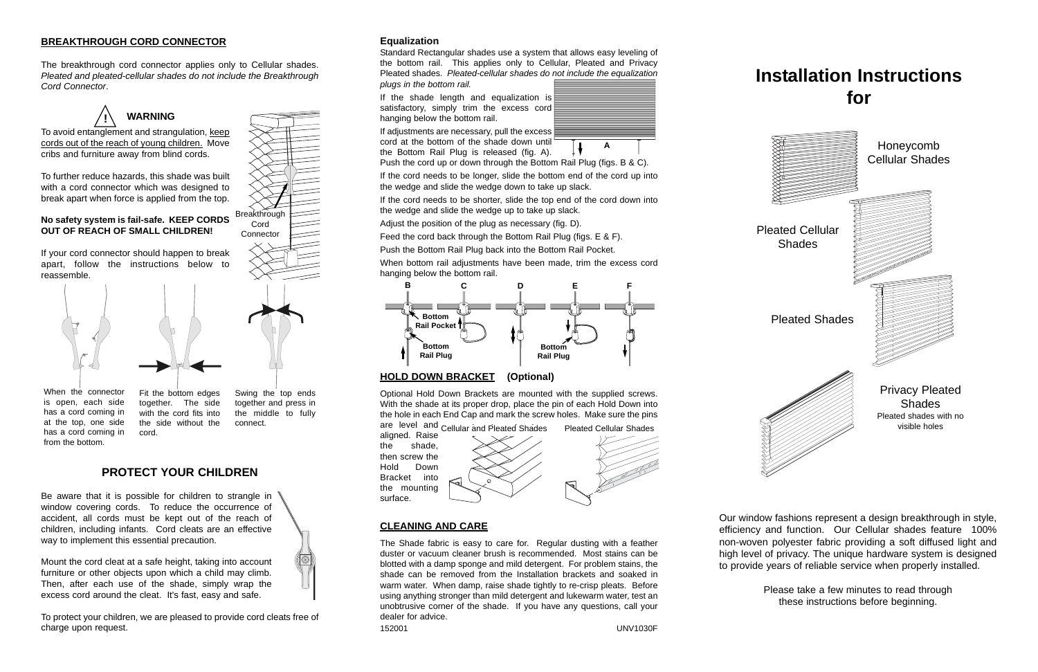## BREAKTHROUGH CORD CONNECTOR

The breakthrough cord connector applies only to Cellular shades. *Pleated and pleated-cellular shades do not include the Breakthrough Cord Connector*.

**WARNING**

To avoid entanglement and strangulation, keep cords out of the reach of young children. Move cribs and furniture away from blind cords.

To further reduce hazards, this shade was built with a cord connector which was designed to break apart when force is applied from the top.

**No safety system is fail-safe. KEEP CORDS OUT OF REACH OF SMALL CHILDREN!**

If your cord connector should happen to break apart, follow the instructions below to reassemble.

Breakthrough Cord Connector

When the connector is open, each side has a cord coming in at the top, one side has a cord coming in from the bottom.

Fit the bottom edges together. The side with the cord fits into the side without the cord.

Swing the top ends together and press in the middle to fully connect.

## PROTECT YOUR CHILDREN

Be aware that it is possible for children to strangle in window covering cords. To reduce the occurrence of accident, all cords must be kept out of the reach of children, including infants. Cord cleats are an effective way to implement this essential precaution.

Mount the cord cleat at a safe height, taking into account furniture or other objects upon which a child may climb. Then, after each use of the shade, simply wrap the excess cord around the cleat. It's fast, easy and safe.

To protect your children, we are pleased to provide cord cleats free of charge upon request.

### Equalization

Standard Rectangular shades use a system that allows easy leveling of the bottom rail. This applies only to Cellular, Pleated and Privacy Pleated shades. *Pleated-cellular shades do not include the equalization plugs in the bottom rail.*

If the shade length and equalization is satisfactory, simply trim the excess cord hanging below the bottom rail.

If adjustments are necessary, pull the excess cord at the bottom of the shade down until the Bottom Rail Plug is released (fig. A).

Push the cord up or down through the Bottom Rail Plug (figs. B & C).

If the cord needs to be longer, slide the bottom end of the cord up into the wedge and slide the wedge down to take up slack.

If the cord needs to be shorter, slide the top end of the cord down into the wedge and slide the wedge up to take up slack.

Adjust the position of the plug as necessary (fig. D).

Feed the cord back through the Bottom Rail Plug (figs. E & F).

Push the Bottom Rail Plug back into the Bottom Rail Pocket.

When bottom rail adjustments have been made, trim the excess cord hanging below the bottom rail.

A

B C D E F

Bottom Rail Pocket

Bottom Rail Plug

Bottom Rail Plug

## HOLD DOWN BRACKET (Optional)

Optional Hold Down Brackets are mounted with the supplied screws. With the shade at its proper drop, place the pin of each Hold Down into the hole in each End Cap and mark the screw holes. Make sure the pins are level and aligned. Raise the shade, then screw the Hold Down Bracket into the mounting surface.

Cellular and Pleated Shades

Pleated Cellular Shades

## CLEANING AND CARE

The Shade fabric is easy to care for. Regular dusting with a feather duster or vacuum cleaner brush is recommended. Most stains can be blotted with a damp sponge and mild detergent. For problem stains, the shade can be removed from the Installation brackets and soaked in warm water. When damp, raise shade tightly to re-crisp pleats. Before using anything stronger than mild detergent and lukewarm water, test an unobtrusive corner of the shade. If you have any questions, call your dealer for advice.

152001 UNV1030F

# Installation Instructions for

Honeycomb Cellular Shades

Pleated Cellular Shades

Pleated Shades

Privacy Pleated Shades
Pleated shades with no visible holes

Our window fashions represent a design breakthrough in style, efficiency and function. Our Cellular shades feature 100% non-woven polyester fabric providing a soft diffused light and high level of privacy. The unique hardware system is designed to provide years of reliable service when properly installed.

Please take a few minutes to read through these instructions before beginning.